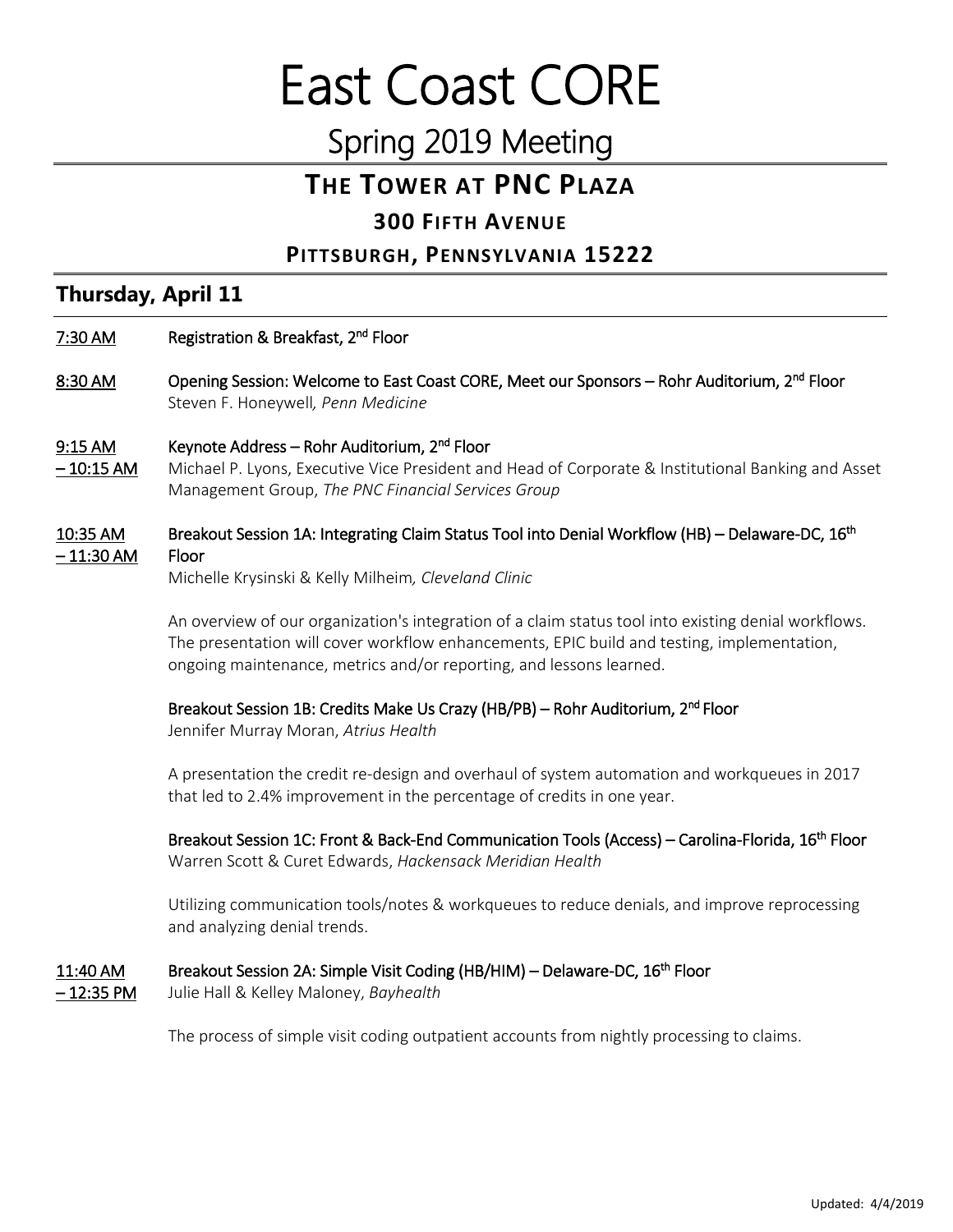# East Coast CORE

## Spring 2019 Meeting

### THE TOWER AT PNC PLAZA

### 300 FIFTH AVENUE

### PITTSBURGH, PENNSYLVANIA 15222

## Thursday, April 11

7:30 AM **Registration & Breakfast, 2nd Floor**

8:30 AM **Opening Session: Welcome to East Coast CORE, Meet our Sponsors – Rohr Auditorium, 2nd Floor**
Steven F. Honeywell*, Penn Medicine*

9:15 AM – 10:15 AM **Keynote Address – Rohr Auditorium, 2nd Floor**
Michael P. Lyons, Executive Vice President and Head of Corporate & Institutional Banking and Asset Management Group, *The PNC Financial Services Group*

10:35 AM – 11:30 AM **Breakout Session 1A: Integrating Claim Status Tool into Denial Workflow (HB) – Delaware-DC, 16th Floor**
Michelle Krysinski & Kelly Milheim*, Cleveland Clinic*

An overview of our organization's integration of a claim status tool into existing denial workflows. The presentation will cover workflow enhancements, EPIC build and testing, implementation, ongoing maintenance, metrics and/or reporting, and lessons learned.

**Breakout Session 1B: Credits Make Us Crazy (HB/PB) – Rohr Auditorium, 2nd Floor**
Jennifer Murray Moran, *Atrius Health*

A presentation the credit re-design and overhaul of system automation and workqueues in 2017 that led to 2.4% improvement in the percentage of credits in one year.

**Breakout Session 1C: Front & Back-End Communication Tools (Access) – Carolina-Florida, 16th Floor**
Warren Scott & Curet Edwards, *Hackensack Meridian Health*

Utilizing communication tools/notes & workqueues to reduce denials, and improve reprocessing and analyzing denial trends.

11:40 AM – 12:35 PM **Breakout Session 2A: Simple Visit Coding (HB/HIM) – Delaware-DC, 16th Floor**
Julie Hall & Kelley Maloney, *Bayhealth*

The process of simple visit coding outpatient accounts from nightly processing to claims.

Updated: 4/4/2019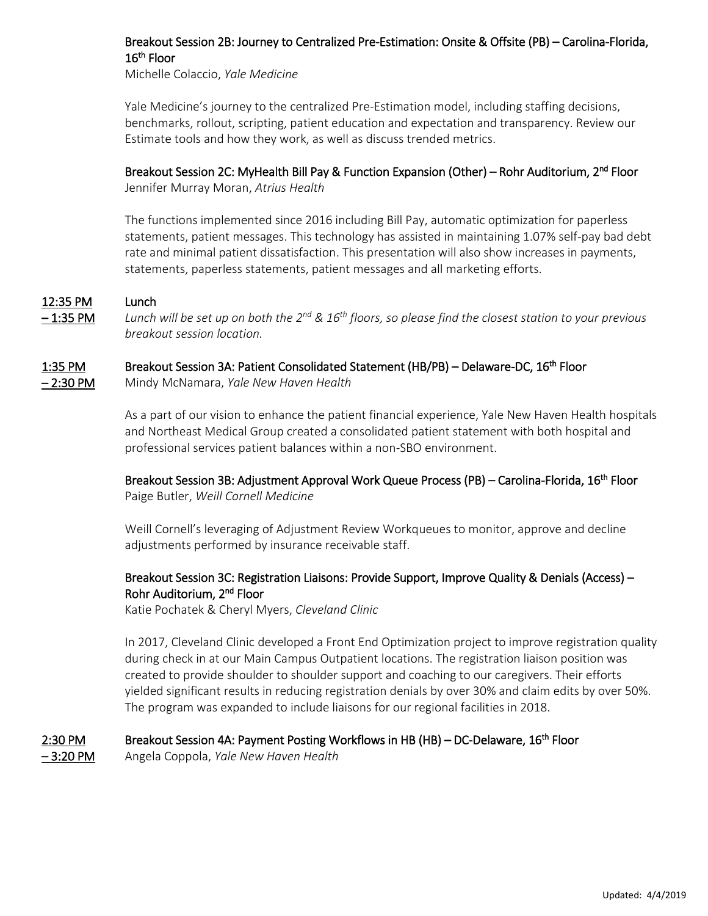**Breakout Session 2B: Journey to Centralized Pre-Estimation: Onsite & Offsite (PB) – Carolina-Florida, 16th Floor**
Michelle Colaccio, *Yale Medicine*

Yale Medicine's journey to the centralized Pre-Estimation model, including staffing decisions, benchmarks, rollout, scripting, patient education and expectation and transparency. Review our Estimate tools and how they work, as well as discuss trended metrics.

**Breakout Session 2C: MyHealth Bill Pay & Function Expansion (Other) – Rohr Auditorium, 2nd Floor**
Jennifer Murray Moran, *Atrius Health*

The functions implemented since 2016 including Bill Pay, automatic optimization for paperless statements, patient messages. This technology has assisted in maintaining 1.07% self-pay bad debt rate and minimal patient dissatisfaction. This presentation will also show increases in payments, statements, paperless statements, patient messages and all marketing efforts.

**12:35 PM – 1:35 PM** **Lunch**

*Lunch will be set up on both the 2nd & 16th floors, so please find the closest station to your previous breakout session location.*

**1:35 PM – 2:30 PM** **Breakout Session 3A: Patient Consolidated Statement (HB/PB) – Delaware-DC, 16th Floor**
Mindy McNamara, *Yale New Haven Health*

As a part of our vision to enhance the patient financial experience, Yale New Haven Health hospitals and Northeast Medical Group created a consolidated patient statement with both hospital and professional services patient balances within a non-SBO environment.

**Breakout Session 3B: Adjustment Approval Work Queue Process (PB) – Carolina-Florida, 16th Floor**
Paige Butler, *Weill Cornell Medicine*

Weill Cornell's leveraging of Adjustment Review Workqueues to monitor, approve and decline adjustments performed by insurance receivable staff.

**Breakout Session 3C: Registration Liaisons: Provide Support, Improve Quality & Denials (Access) – Rohr Auditorium, 2nd Floor**
Katie Pochatek & Cheryl Myers, *Cleveland Clinic*

In 2017, Cleveland Clinic developed a Front End Optimization project to improve registration quality during check in at our Main Campus Outpatient locations. The registration liaison position was created to provide shoulder to shoulder support and coaching to our caregivers. Their efforts yielded significant results in reducing registration denials by over 30% and claim edits by over 50%. The program was expanded to include liaisons for our regional facilities in 2018.

**2:30 PM – 3:20 PM** **Breakout Session 4A: Payment Posting Workflows in HB (HB) – DC-Delaware, 16th Floor**
Angela Coppola, *Yale New Haven Health*

Updated: 4/4/2019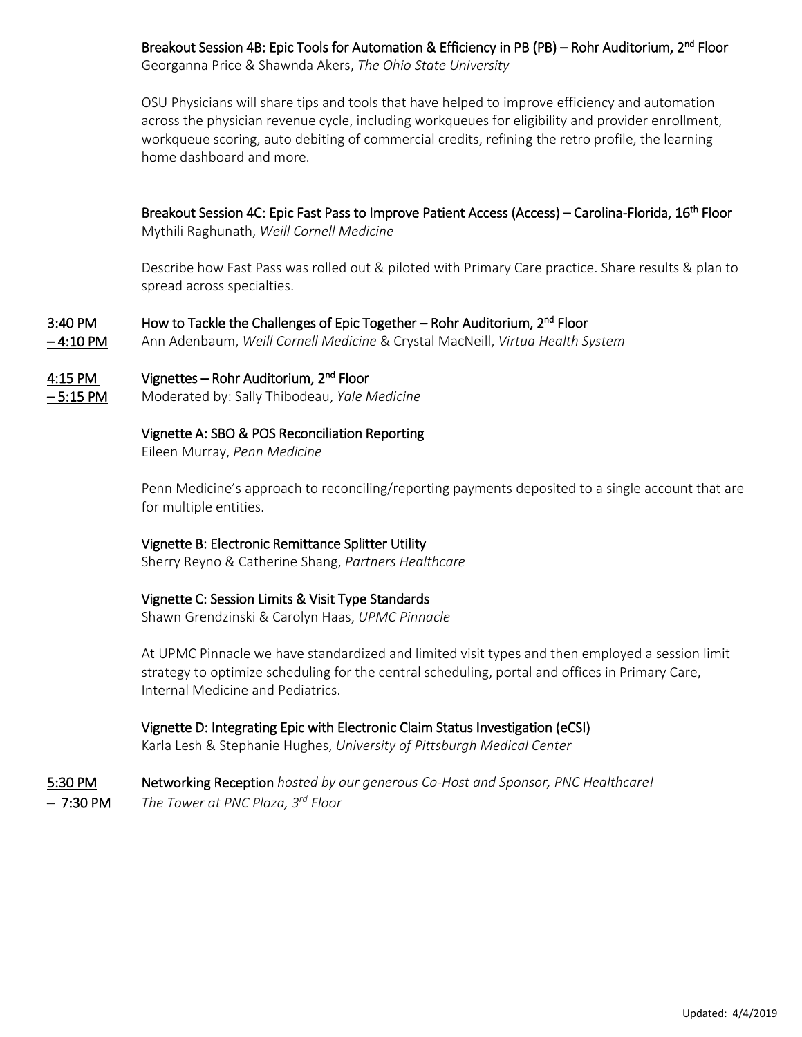**Breakout Session 4B: Epic Tools for Automation & Efficiency in PB (PB) – Rohr Auditorium, 2nd Floor**
Georganna Price & Shawnda Akers, *The Ohio State University*

OSU Physicians will share tips and tools that have helped to improve efficiency and automation across the physician revenue cycle, including workqueues for eligibility and provider enrollment, workqueue scoring, auto debiting of commercial credits, refining the retro profile, the learning home dashboard and more.

**Breakout Session 4C: Epic Fast Pass to Improve Patient Access (Access) – Carolina-Florida, 16th Floor**
Mythili Raghunath, *Weill Cornell Medicine*

Describe how Fast Pass was rolled out & piloted with Primary Care practice. Share results & plan to spread across specialties.

**3:40 PM – 4:10 PM** — **How to Tackle the Challenges of Epic Together – Rohr Auditorium, 2nd Floor**
Ann Adenbaum, *Weill Cornell Medicine* & Crystal MacNeill, *Virtua Health System*

**4:15 PM – 5:15 PM** — **Vignettes – Rohr Auditorium, 2nd Floor**
Moderated by: Sally Thibodeau, *Yale Medicine*

**Vignette A: SBO & POS Reconciliation Reporting**
Eileen Murray, *Penn Medicine*

Penn Medicine's approach to reconciling/reporting payments deposited to a single account that are for multiple entities.

**Vignette B: Electronic Remittance Splitter Utility**
Sherry Reyno & Catherine Shang, *Partners Healthcare*

**Vignette C: Session Limits & Visit Type Standards**
Shawn Grendzinski & Carolyn Haas, *UPMC Pinnacle*

At UPMC Pinnacle we have standardized and limited visit types and then employed a session limit strategy to optimize scheduling for the central scheduling, portal and offices in Primary Care, Internal Medicine and Pediatrics.

**Vignette D: Integrating Epic with Electronic Claim Status Investigation (eCSI)**
Karla Lesh & Stephanie Hughes, *University of Pittsburgh Medical Center*

**5:30 PM – 7:30 PM** — **Networking Reception** *hosted by our generous Co-Host and Sponsor, PNC Healthcare!*
*The Tower at PNC Plaza, 3rd Floor*

Updated: 4/4/2019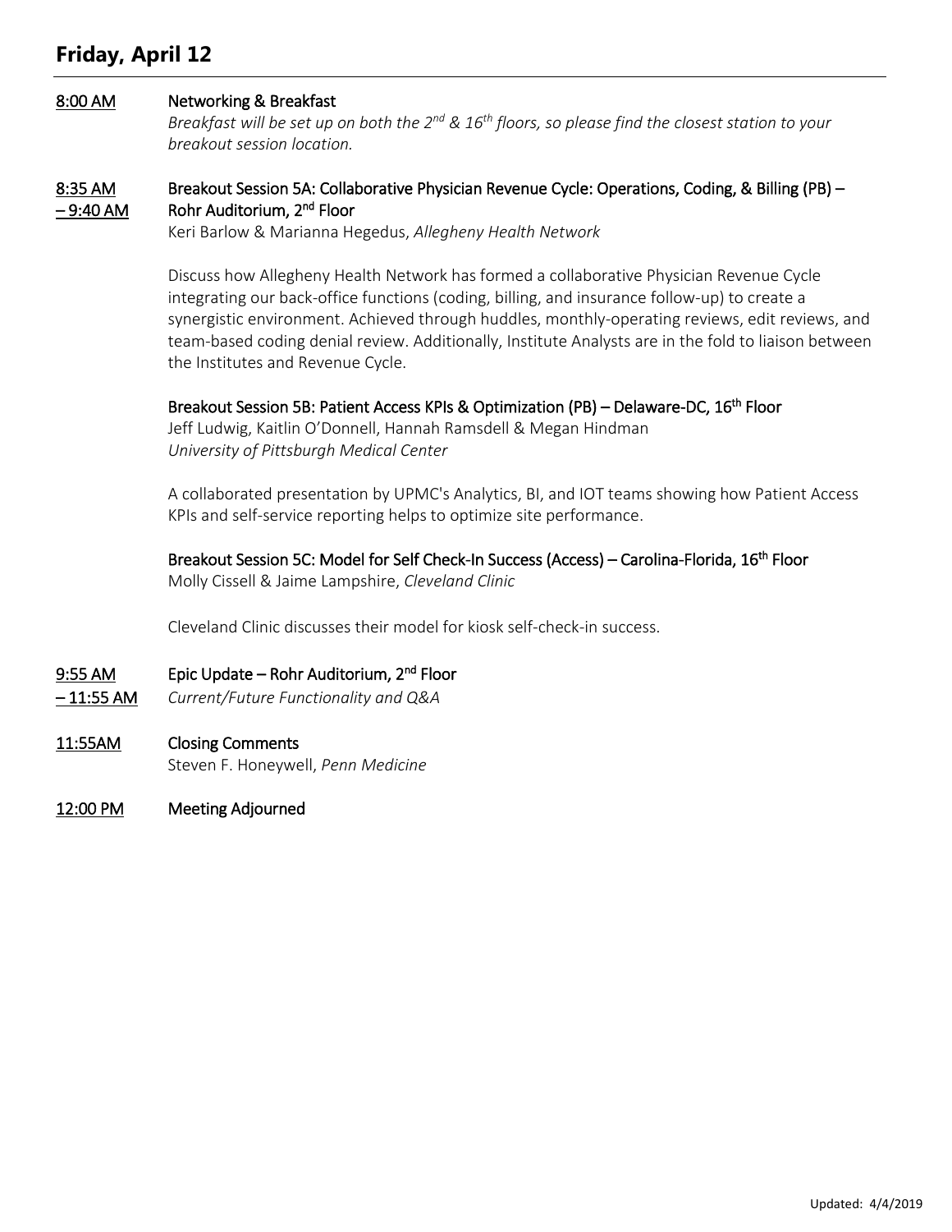## Friday, April 12

**8:00 AM** **Networking & Breakfast**

*Breakfast will be set up on both the 2nd & 16th floors, so please find the closest station to your breakout session location.*

**8:35 AM – 9:40 AM** **Breakout Session 5A: Collaborative Physician Revenue Cycle: Operations, Coding, & Billing (PB) – Rohr Auditorium, 2nd Floor**

Keri Barlow & Marianna Hegedus, *Allegheny Health Network*

Discuss how Allegheny Health Network has formed a collaborative Physician Revenue Cycle integrating our back-office functions (coding, billing, and insurance follow-up) to create a synergistic environment. Achieved through huddles, monthly-operating reviews, edit reviews, and team-based coding denial review. Additionally, Institute Analysts are in the fold to liaison between the Institutes and Revenue Cycle.

**Breakout Session 5B: Patient Access KPIs & Optimization (PB) – Delaware-DC, 16th Floor**

Jeff Ludwig, Kaitlin O'Donnell, Hannah Ramsdell & Megan Hindman
*University of Pittsburgh Medical Center*

A collaborated presentation by UPMC's Analytics, BI, and IOT teams showing how Patient Access KPIs and self-service reporting helps to optimize site performance.

**Breakout Session 5C: Model for Self Check-In Success (Access) – Carolina-Florida, 16th Floor**

Molly Cissell & Jaime Lampshire, *Cleveland Clinic*

Cleveland Clinic discusses their model for kiosk self-check-in success.

**9:55 AM – 11:55 AM** **Epic Update – Rohr Auditorium, 2nd Floor**

*Current/Future Functionality and Q&A*

**11:55AM** **Closing Comments**

Steven F. Honeywell, *Penn Medicine*

**12:00 PM** **Meeting Adjourned**

Updated: 4/4/2019